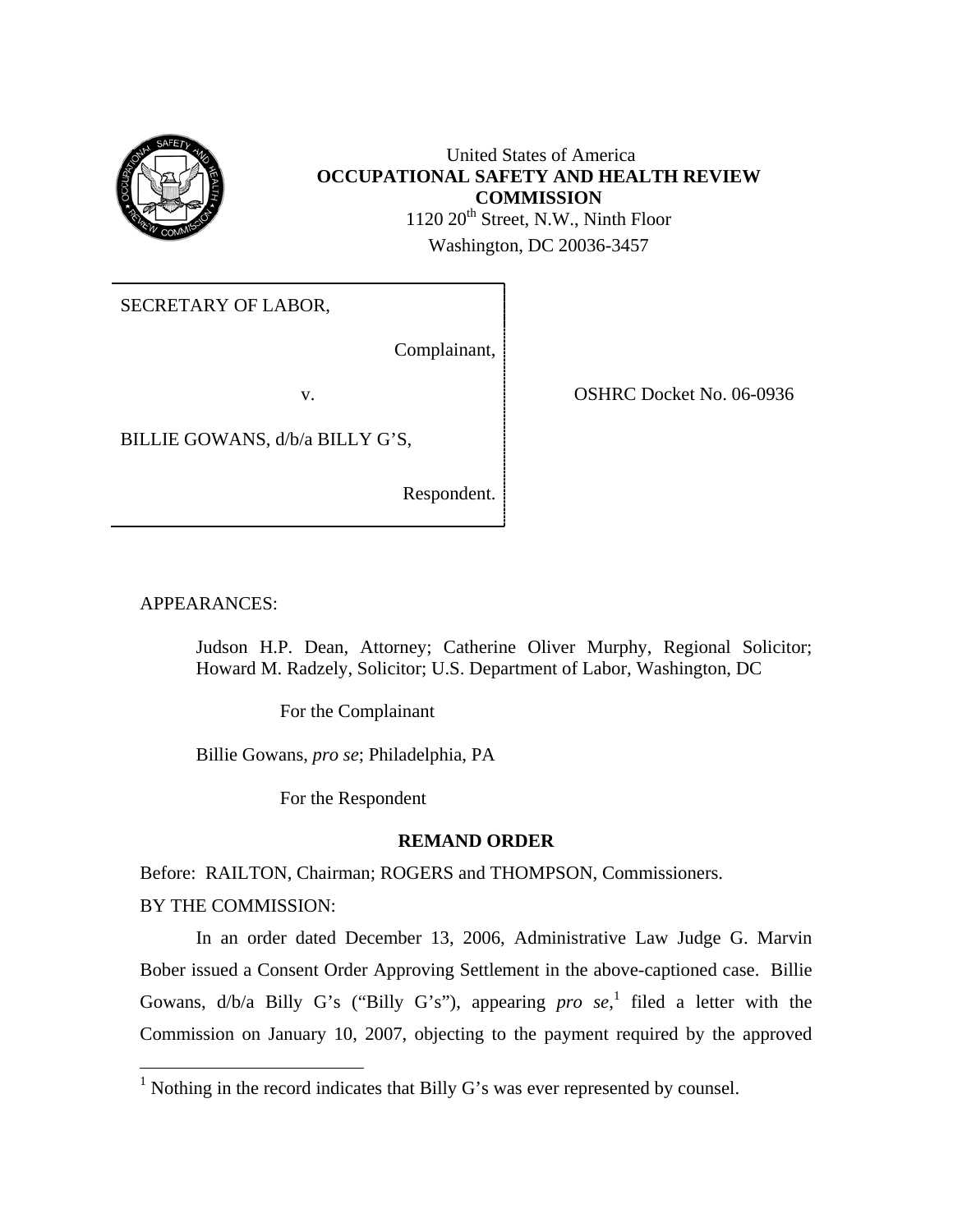United States of America
**OCCUPATIONAL SAFETY AND HEALTH REVIEW COMMISSION**
1120 20th Street, N.W., Ninth Floor
Washington, DC 20036-3457

SECRETARY OF LABOR,

Complainant,

v.

OSHRC Docket No. 06-0936

BILLIE GOWANS, d/b/a BILLY G'S,

Respondent.

APPEARANCES:

Judson H.P. Dean, Attorney; Catherine Oliver Murphy, Regional Solicitor; Howard M. Radzely, Solicitor; U.S. Department of Labor, Washington, DC

For the Complainant

Billie Gowans, *pro se*; Philadelphia, PA

For the Respondent

## REMAND ORDER

Before: RAILTON, Chairman; ROGERS and THOMPSON, Commissioners.

BY THE COMMISSION:

In an order dated December 13, 2006, Administrative Law Judge G. Marvin Bober issued a Consent Order Approving Settlement in the above-captioned case. Billie Gowans, d/b/a Billy G's ("Billy G's"), appearing *pro se*,[1] filed a letter with the Commission on January 10, 2007, objecting to the payment required by the approved

[1] Nothing in the record indicates that Billy G's was ever represented by counsel.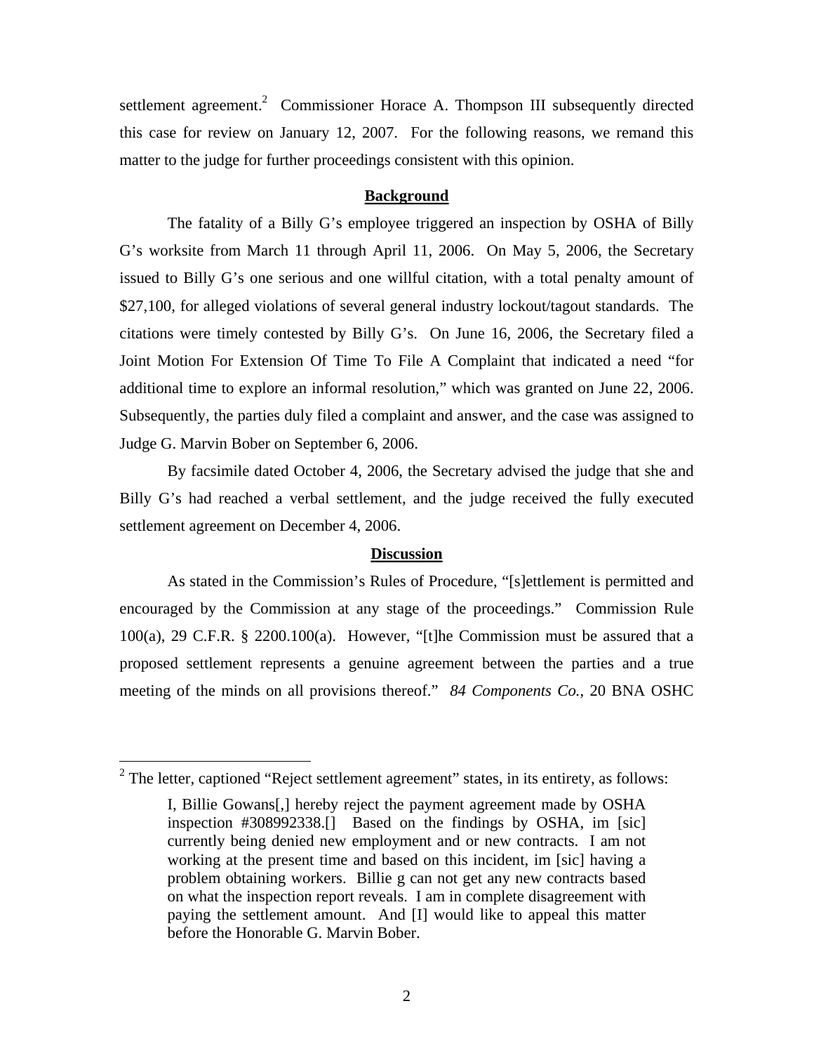settlement agreement.[2] Commissioner Horace A. Thompson III subsequently directed this case for review on January 12, 2007. For the following reasons, we remand this matter to the judge for further proceedings consistent with this opinion.

## Background

The fatality of a Billy G's employee triggered an inspection by OSHA of Billy G's worksite from March 11 through April 11, 2006. On May 5, 2006, the Secretary issued to Billy G's one serious and one willful citation, with a total penalty amount of $27,100, for alleged violations of several general industry lockout/tagout standards. The citations were timely contested by Billy G's. On June 16, 2006, the Secretary filed a Joint Motion For Extension Of Time To File A Complaint that indicated a need "for additional time to explore an informal resolution," which was granted on June 22, 2006. Subsequently, the parties duly filed a complaint and answer, and the case was assigned to Judge G. Marvin Bober on September 6, 2006.

By facsimile dated October 4, 2006, the Secretary advised the judge that she and Billy G's had reached a verbal settlement, and the judge received the fully executed settlement agreement on December 4, 2006.

## Discussion

As stated in the Commission's Rules of Procedure, "[s]ettlement is permitted and encouraged by the Commission at any stage of the proceedings." Commission Rule 100(a), 29 C.F.R. § 2200.100(a). However, "[t]he Commission must be assured that a proposed settlement represents a genuine agreement between the parties and a true meeting of the minds on all provisions thereof." *84 Components Co.*, 20 BNA OSHC

---

[2] The letter, captioned "Reject settlement agreement" states, in its entirety, as follows:

> I, Billie Gowans[,] hereby reject the payment agreement made by OSHA inspection #308992338.[] Based on the findings by OSHA, im [sic] currently being denied new employment and or new contracts. I am not working at the present time and based on this incident, im [sic] having a problem obtaining workers. Billie g can not get any new contracts based on what the inspection report reveals. I am in complete disagreement with paying the settlement amount. And [I] would like to appeal this matter before the Honorable G. Marvin Bober.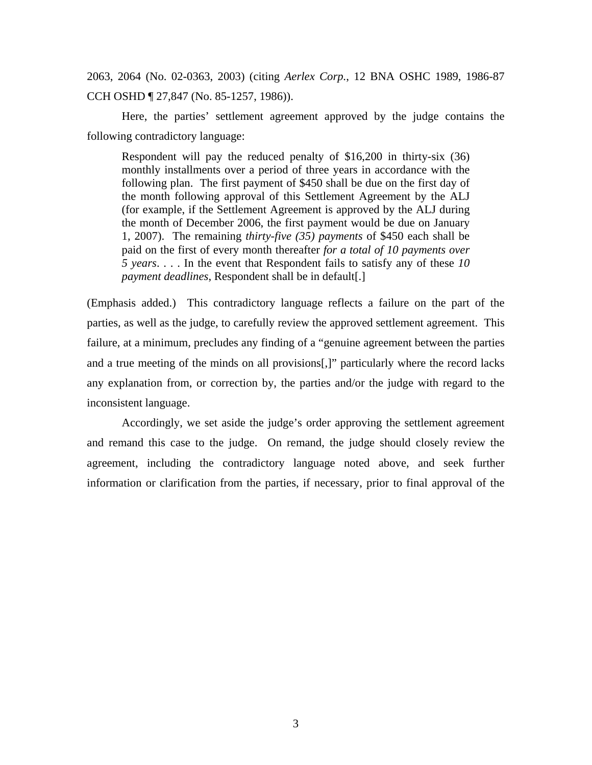2063, 2064 (No. 02-0363, 2003) (citing *Aerlex Corp.*, 12 BNA OSHC 1989, 1986-87 CCH OSHD ¶ 27,847 (No. 85-1257, 1986)).

Here, the parties' settlement agreement approved by the judge contains the following contradictory language:

> Respondent will pay the reduced penalty of $16,200 in thirty-six (36) monthly installments over a period of three years in accordance with the following plan. The first payment of $450 shall be due on the first day of the month following approval of this Settlement Agreement by the ALJ (for example, if the Settlement Agreement is approved by the ALJ during the month of December 2006, the first payment would be due on January 1, 2007). The remaining *thirty-five (35) payments* of $450 each shall be paid on the first of every month thereafter *for a total of 10 payments over 5 years*. . . . In the event that Respondent fails to satisfy any of these *10 payment deadlines*, Respondent shall be in default[.]

(Emphasis added.) This contradictory language reflects a failure on the part of the parties, as well as the judge, to carefully review the approved settlement agreement. This failure, at a minimum, precludes any finding of a "genuine agreement between the parties and a true meeting of the minds on all provisions[,]" particularly where the record lacks any explanation from, or correction by, the parties and/or the judge with regard to the inconsistent language.

Accordingly, we set aside the judge's order approving the settlement agreement and remand this case to the judge. On remand, the judge should closely review the agreement, including the contradictory language noted above, and seek further information or clarification from the parties, if necessary, prior to final approval of the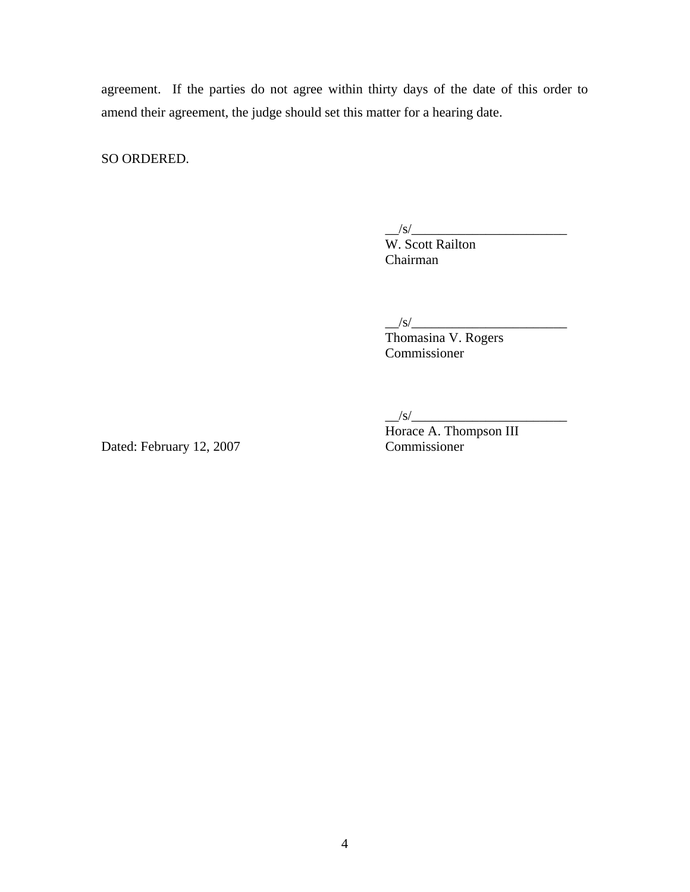agreement. If the parties do not agree within thirty days of the date of this order to amend their agreement, the judge should set this matter for a hearing date.

SO ORDERED.

__/s/________________________
W. Scott Railton
Chairman

__/s/________________________
Thomasina V. Rogers
Commissioner

__/s/________________________
Horace A. Thompson III
Commissioner

Dated: February 12, 2007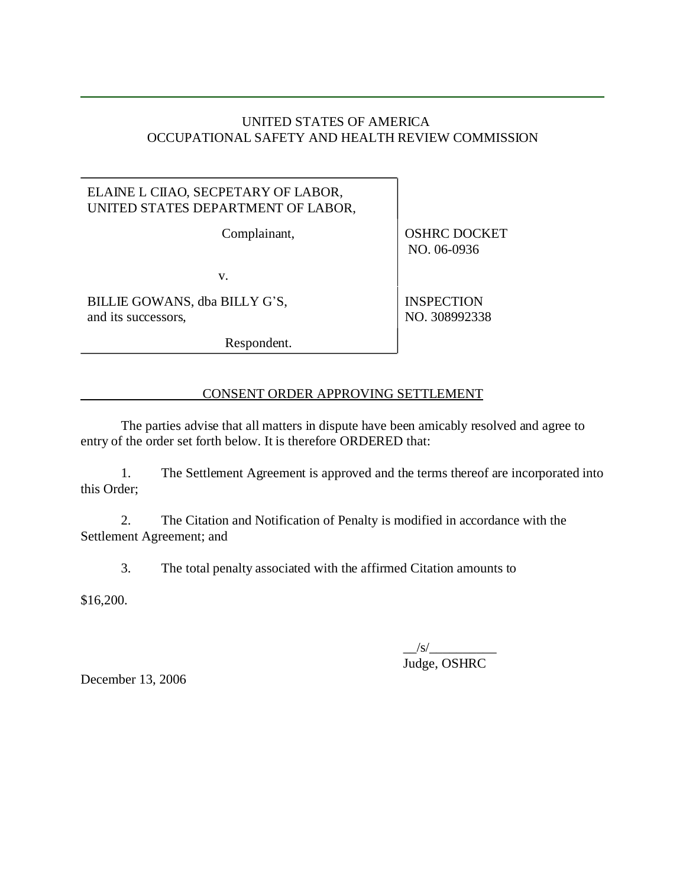UNITED STATES OF AMERICA
OCCUPATIONAL SAFETY AND HEALTH REVIEW COMMISSION

| | |
|---|---|
| ELAINE L CIIAO, SECPETARY OF LABOR, UNITED STATES DEPARTMENT OF LABOR, | |
| Complainant, | OSHRC DOCKET NO. 06-0936 |
| v. | |
| BILLIE GOWANS, dba BILLY G'S, and its successors, | INSPECTION NO. 308992338 |
| Respondent. | |

## CONSENT ORDER APPROVING SETTLEMENT

The parties advise that all matters in dispute have been amicably resolved and agree to entry of the order set forth below. It is therefore ORDERED that:

1. The Settlement Agreement is approved and the terms thereof are incorporated into this Order;

2. The Citation and Notification of Penalty is modified in accordance with the Settlement Agreement; and

3. The total penalty associated with the affirmed Citation amounts to

$16,200.

__/s/__________
Judge, OSHRC

December 13, 2006